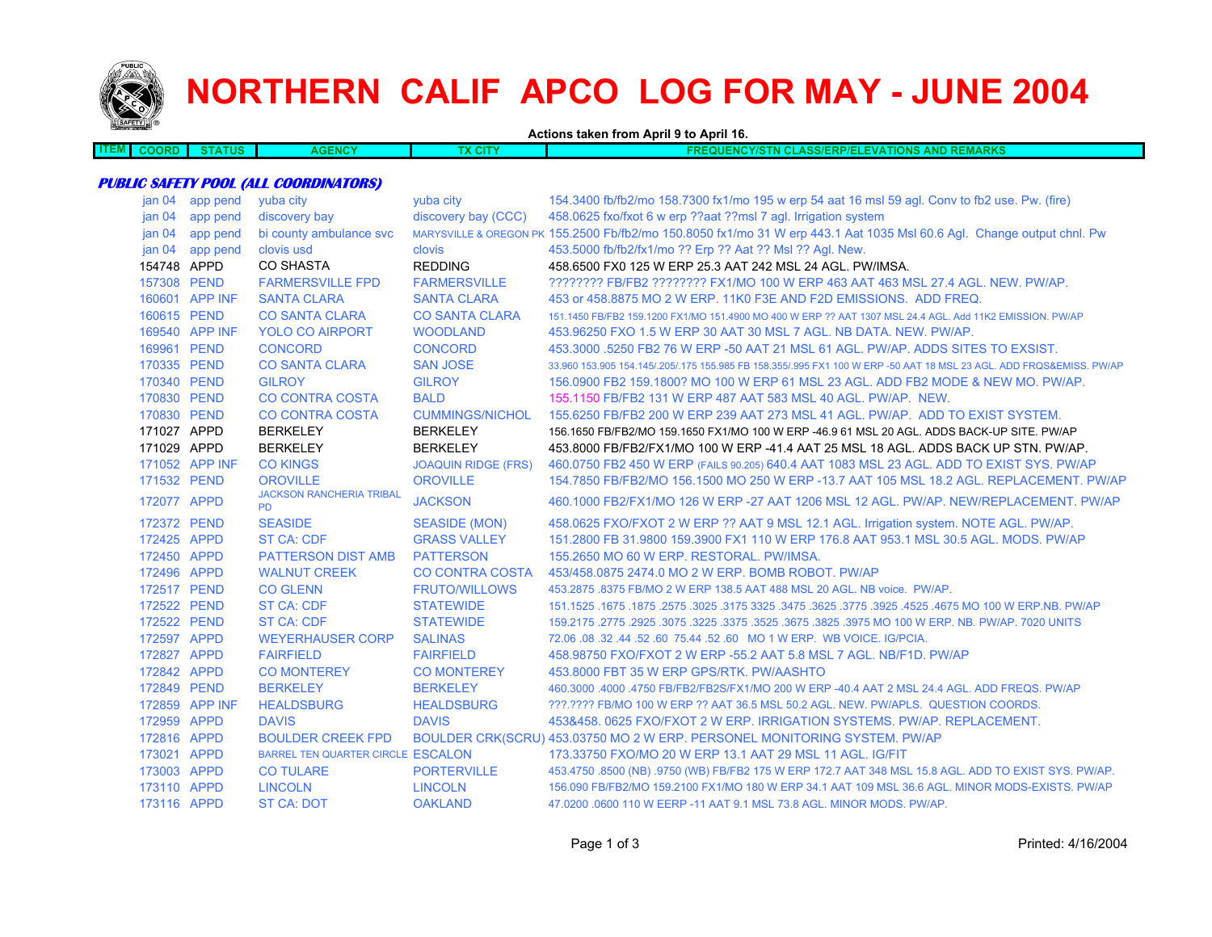# NORTHERN CALIF APCO LOG FOR MAY - JUNE 2004

**Actions taken from April 9 to April 16.**

| ITEM | COORD | STATUS | AGENCY | TX CITY | FREQUENCY/STN CLASS/ERP/ELEVATIONS AND REMARKS |
|---|---|---|---|---|---|

***PUBLIC SAFETY POOL (ALL COORDINATORS)***

| ITEM | COORD | STATUS | AGENCY | TX CITY | FREQUENCY/STN CLASS/ERP/ELEVATIONS AND REMARKS |
|---|---|---|---|---|---|
| | jan 04 | app pend | yuba city | yuba city | 154.3400 fb/fb2/mo 158.7300 fx1/mo 195 w erp 54 aat 16 msl 59 agl. Conv to fb2 use. Pw. (fire) |
| | jan 04 | app pend | discovery bay | discovery bay (CCC) | 458.0625 fxo/fxot 6 w erp ??aat ??msl 7 agl. Irrigation system |
| | jan 04 | app pend | bi county ambulance svc | MARYSVILLE & OREGON PK | 155.2500 Fb/fb2/mo 150.8050 fx1/mo 31 W erp 443.1 Aat 1035 Msl 60.6 Agl. Change output chnl. Pw |
| | jan 04 | app pend | clovis usd | clovis | 453.5000 fb/fb2/fx1/mo ?? Erp ?? Aat ?? Msl ?? Agl. New. |
| | 154748 | APPD | CO SHASTA | REDDING | 458.6500 FX0 125 W ERP 25.3 AAT 242 MSL 24 AGL. PW/IMSA. |
| | 157308 | PEND | FARMERSVILLE FPD | FARMERSVILLE | ???????? FB/FB2 ???????? FX1/MO 100 W ERP 463 AAT 463 MSL 27.4 AGL. NEW. PW/AP. |
| | 160601 | APP INF | SANTA CLARA | SANTA CLARA | 453 or 458.8875 MO 2 W ERP. 11K0 F3E AND F2D EMISSIONS. ADD FREQ. |
| | 160615 | PEND | CO SANTA CLARA | CO SANTA CLARA | 151.1450 FB/FB2 159.1200 FX1/MO 151.4900 MO 400 W ERP ?? AAT 1307 MSL 24.4 AGL. Add 11K2 EMISSION. PW/AP |
| | 169540 | APP INF | YOLO CO AIRPORT | WOODLAND | 453.96250 FXO 1.5 W ERP 30 AAT 30 MSL 7 AGL. NB DATA. NEW. PW/AP. |
| | 169961 | PEND | CONCORD | CONCORD | 453.3000 .5250 FB2 76 W ERP -50 AAT 21 MSL 61 AGL. PW/AP. ADDS SITES TO EXSIST. |
| | 170335 | PEND | CO SANTA CLARA | SAN JOSE | 33.960 153.905 154.145/.205/.175 155.985 FB 158.355/.995 FX1 100 W ERP -50 AAT 18 MSL 23 AGL. ADD FRQS&EMISS. PW/AP |
| | 170340 | PEND | GILROY | GILROY | 156.0900 FB2 159.1800? MO 100 W ERP 61 MSL 23 AGL. ADD FB2 MODE & NEW MO. PW/AP. |
| | 170830 | PEND | CO CONTRA COSTA | BALD | 155.1150 FB/FB2 131 W ERP 487 AAT 583 MSL 40 AGL. PW/AP. NEW. |
| | 170830 | PEND | CO CONTRA COSTA | CUMMINGS/NICHOL | 155.6250 FB/FB2 200 W ERP 239 AAT 273 MSL 41 AGL. PW/AP. ADD TO EXIST SYSTEM. |
| | 171027 | APPD | BERKELEY | BERKELEY | 156.1650 FB/FB2/MO 159.1650 FX1/MO 100 W ERP -46.9 61 MSL 20 AGL. ADDS BACK-UP SITE. PW/AP |
| | 171029 | APPD | BERKELEY | BERKELEY | 453.8000 FB/FB2/FX1/MO 100 W ERP -41.4 AAT 25 MSL 18 AGL. ADDS BACK UP STN. PW/AP. |
| | 171052 | APP INF | CO KINGS | JOAQUIN RIDGE (FRS) | 460.0750 FB2 450 W ERP (FAILS 90.205) 640.4 AAT 1083 MSL 23 AGL. ADD TO EXIST SYS. PW/AP |
| | 171532 | PEND | OROVILLE | OROVILLE | 154.7850 FB/FB2/MO 156.1500 MO 250 W ERP -13.7 AAT 105 MSL 18.2 AGL. REPLACEMENT. PW/AP |
| | 172077 | APPD | JACKSON RANCHERIA TRIBAL PD | JACKSON | 460.1000 FB2/FX1/MO 126 W ERP -27 AAT 1206 MSL 12 AGL. PW/AP. NEW/REPLACEMENT. PW/AP |
| | 172372 | PEND | SEASIDE | SEASIDE (MON) | 458.0625 FXO/FXOT 2 W ERP ?? AAT 9 MSL 12.1 AGL. Irrigation system. NOTE AGL. PW/AP. |
| | 172425 | APPD | ST CA: CDF | GRASS VALLEY | 151.2800 FB 31.9800 159.3900 FX1 110 W ERP 176.8 AAT 953.1 MSL 30.5 AGL. MODS. PW/AP |
| | 172450 | APPD | PATTERSON DIST AMB | PATTERSON | 155.2650 MO 60 W ERP. RESTORAL. PW/IMSA. |
| | 172496 | APPD | WALNUT CREEK | CO CONTRA COSTA | 453/458.0875 2474.0 MO 2 W ERP. BOMB ROBOT. PW/AP |
| | 172517 | PEND | CO GLENN | FRUTO/WILLOWS | 453.2875 .8375 FB/MO 2 W ERP 138.5 AAT 488 MSL 20 AGL. NB voice. PW/AP. |
| | 172522 | PEND | ST CA: CDF | STATEWIDE | 151.1525 .1675 .1875 .2575 .3025 .3175 3325 .3475 .3625 .3775 .3925 .4525 .4675 MO 100 W ERP.NB. PW/AP |
| | 172522 | PEND | ST CA: CDF | STATEWIDE | 159.2175 .2775 .2925 .3075 .3225 .3375 .3525 .3675 .3825 .3975 MO 100 W ERP. NB. PW/AP. 7020 UNITS |
| | 172597 | APPD | WEYERHAUSER CORP | SALINAS | 72.06 .08 .32 .44 .52 .60 75.44 .52 .60 MO 1 W ERP. WB VOICE. IG/PCIA. |
| | 172827 | APPD | FAIRFIELD | FAIRFIELD | 458.98750 FXO/FXOT 2 W ERP -55.2 AAT 5.8 MSL 7 AGL. NB/F1D. PW/AP |
| | 172842 | APPD | CO MONTEREY | CO MONTEREY | 453.8000 FBT 35 W ERP GPS/RTK. PW/AASHTO |
| | 172849 | PEND | BERKELEY | BERKELEY | 460.3000 .4000 .4750 FB/FB2/FB2S/FX1/MO 200 W ERP -40.4 AAT 2 MSL 24.4 AGL. ADD FREQS. PW/AP |
| | 172859 | APP INF | HEALDSBURG | HEALDSBURG | ???.???? FB/MO 100 W ERP ?? AAT 36.5 MSL 50.2 AGL. NEW. PW/APLS. QUESTION COORDS. |
| | 172959 | APPD | DAVIS | DAVIS | 453&458. 0625 FXO/FXOT 2 W ERP. IRRIGATION SYSTEMS. PW/AP. REPLACEMENT. |
| | 172816 | APPD | BOULDER CREEK FPD | BOULDER CRK(SCRU) | 453.03750 MO 2 W ERP. PERSONEL MONITORING SYSTEM. PW/AP |
| | 173021 | APPD | BARREL TEN QUARTER CIRCLE | ESCALON | 173.33750 FXO/MO 20 W ERP 13.1 AAT 29 MSL 11 AGL. IG/FIT |
| | 173003 | APPD | CO TULARE | PORTERVILLE | 453.4750 .8500 (NB) .9750 (WB) FB/FB2 175 W ERP 172.7 AAT 348 MSL 15.8 AGL. ADD TO EXIST SYS. PW/AP. |
| | 173110 | APPD | LINCOLN | LINCOLN | 156.090 FB/FB2/MO 159.2100 FX1/MO 180 W ERP 34.1 AAT 109 MSL 36.6 AGL. MINOR MODS-EXISTS. PW/AP |
| | 173116 | APPD | ST CA: DOT | OAKLAND | 47.0200 .0600 110 W EERP -11 AAT 9.1 MSL 73.8 AGL. MINOR MODS. PW/AP. |

Printed: 4/16/2004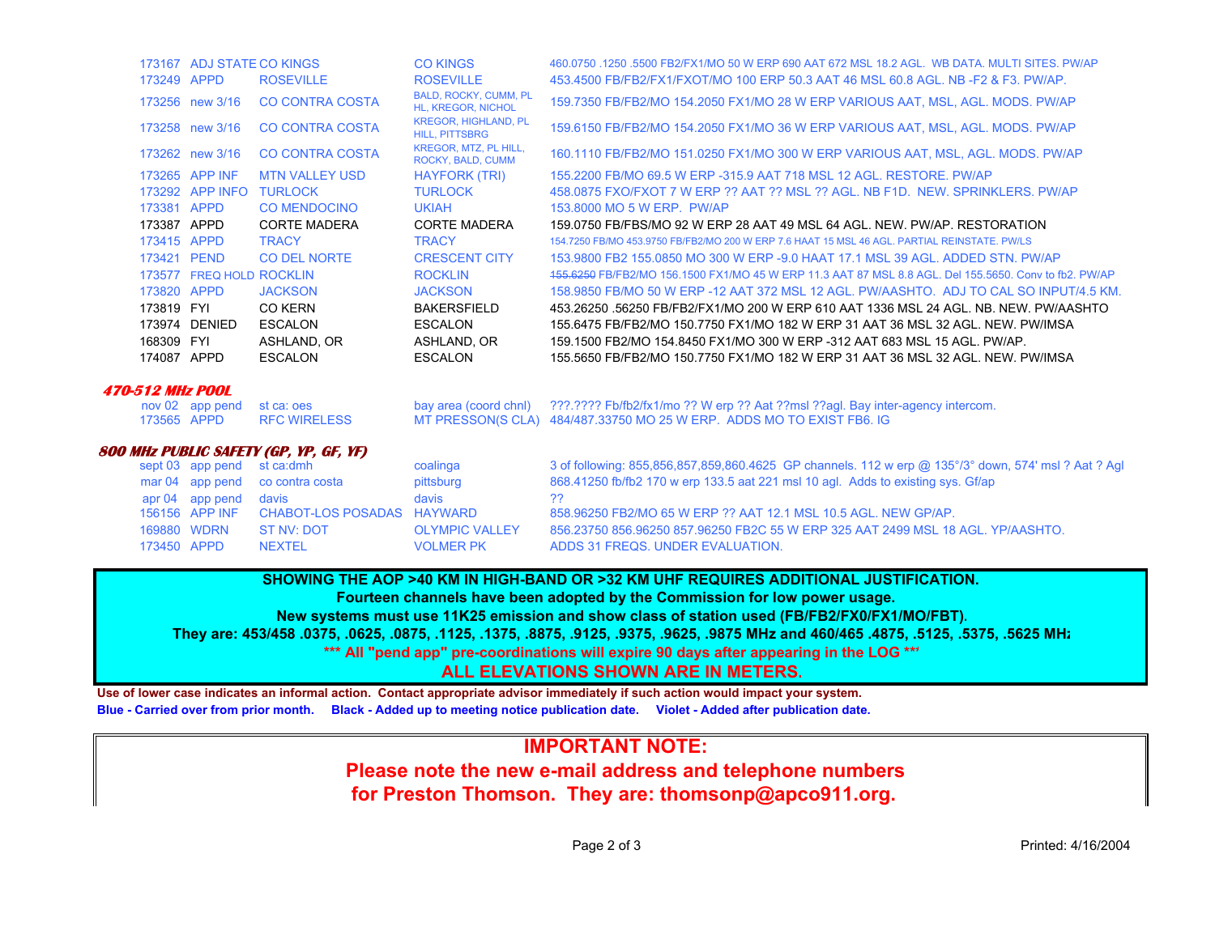| | | | | |
|---|---|---|---|---|
| 173167 | ADJ STATE | CO KINGS | CO KINGS | 460.0750 .1250 .5500 FB2/FX1/MO 50 W ERP 690 AAT 672 MSL 18.2 AGL. WB DATA. MULTI SITES. PW/AP |
| 173249 | APPD | ROSEVILLE | ROSEVILLE | 453.4500 FB/FB2/FX1/FXOT/MO 100 ERP 50.3 AAT 46 MSL 60.8 AGL. NB -F2 & F3. PW/AP. |
| 173256 | new 3/16 | CO CONTRA COSTA | BALD, ROCKY, CUMM, PL HL, KREGOR, NICHOL | 159.7350 FB/FB2/MO 154.2050 FX1/MO 28 W ERP VARIOUS AAT, MSL, AGL. MODS. PW/AP |
| 173258 | new 3/16 | CO CONTRA COSTA | KREGOR, HIGHLAND, PL HILL, PITTSBRG | 159.6150 FB/FB2/MO 154.2050 FX1/MO 36 W ERP VARIOUS AAT, MSL, AGL. MODS. PW/AP |
| 173262 | new 3/16 | CO CONTRA COSTA | KREGOR, MTZ, PL HILL, ROCKY, BALD, CUMM | 160.1110 FB/FB2/MO 151.0250 FX1/MO 300 W ERP VARIOUS AAT, MSL, AGL. MODS. PW/AP |
| 173265 | APP INF | MTN VALLEY USD | HAYFORK (TRI) | 155.2200 FB/MO 69.5 W ERP -315.9 AAT 718 MSL 12 AGL. RESTORE. PW/AP |
| 173292 | APP INFO | TURLOCK | TURLOCK | 458.0875 FXO/FXOT 7 W ERP ?? AAT ?? MSL ?? AGL. NB F1D. NEW. SPRINKLERS. PW/AP |
| 173381 | APPD | CO MENDOCINO | UKIAH | 153.8000 MO 5 W ERP. PW/AP |
| 173387 | APPD | CORTE MADERA | CORTE MADERA | 159.0750 FB/FBS/MO 92 W ERP 28 AAT 49 MSL 64 AGL. NEW. PW/AP. RESTORATION |
| 173415 | APPD | TRACY | TRACY | 154.7250 FB/MO 453.9750 FB/FB2/MO 200 W ERP 7.6 HAAT 15 MSL 46 AGL. PARTIAL REINSTATE. PW/LS |
| 173421 | PEND | CO DEL NORTE | CRESCENT CITY | 153.9800 FB2 155.0850 MO 300 W ERP -9.0 HAAT 17.1 MSL 39 AGL. ADDED STN. PW/AP |
| 173577 | FREQ HOLD | ROCKLIN | ROCKLIN | ~~155.6250~~ FB/FB2/MO 156.1500 FX1/MO 45 W ERP 11.3 AAT 87 MSL 8.8 AGL. Del 155.5650. Conv to fb2. PW/AP |
| 173820 | APPD | JACKSON | JACKSON | 158.9850 FB/MO 50 W ERP -12 AAT 372 MSL 12 AGL. PW/AASHTO. ADJ TO CAL SO INPUT/4.5 KM. |
| 173819 | FYI | CO KERN | BAKERSFIELD | 453.26250 .56250 FB/FB2/FX1/MO 200 W ERP 610 AAT 1336 MSL 24 AGL. NB. NEW. PW/AASHTO |
| 173974 | DENIED | ESCALON | ESCALON | 155.6475 FB/FB2/MO 150.7750 FX1/MO 182 W ERP 31 AAT 36 MSL 32 AGL. NEW. PW/IMSA |
| 168309 | FYI | ASHLAND, OR | ASHLAND, OR | 159.1500 FB2/MO 154.8450 FX1/MO 300 W ERP -312 AAT 683 MSL 15 AGL. PW/AP. |
| 174087 | APPD | ESCALON | ESCALON | 155.5650 FB/FB2/MO 150.7750 FX1/MO 182 W ERP 31 AAT 36 MSL 32 AGL. NEW. PW/IMSA |

### 470-512 MHz POOL

| | | | | |
|---|---|---|---|---|
| nov 02 | app pend | st ca: oes | bay area (coord chnl) | ???.???? Fb/fb2/fx1/mo ?? W erp ?? Aat ??msl ??agl. Bay inter-agency intercom. |
| 173565 | APPD | RFC WIRELESS | MT PRESSON(S CLA) | 484/487.33750 MO 25 W ERP. ADDS MO TO EXIST FB6. IG |

### 800 MHz PUBLIC SAFETY (GP, YP, GF, YF)

| | | | | |
|---|---|---|---|---|
| sept 03 | app pend | st ca:dmh | coalinga | 3 of following: 855,856,857,859,860.4625 GP channels. 112 w erp @ 135°/3° down, 574' msl ? Aat ? Agl |
| mar 04 | app pend | co contra costa | pittsburg | 868.41250 fb/fb2 170 w erp 133.5 aat 221 msl 10 agl. Adds to existing sys. Gf/ap |
| apr 04 | app pend | davis | davis | ?? |
| 156156 | APP INF | CHABOT-LOS POSADAS | HAYWARD | 858.96250 FB2/MO 65 W ERP ?? AAT 12.1 MSL 10.5 AGL. NEW GP/AP. |
| 169880 | WDRN | ST NV: DOT | OLYMPIC VALLEY | 856.23750 856.96250 857.96250 FB2C 55 W ERP 325 AAT 2499 MSL 18 AGL. YP/AASHTO. |
| 173450 | APPD | NEXTEL | VOLMER PK | ADDS 31 FREQS. UNDER EVALUATION. |

**SHOWING THE AOP >40 KM IN HIGH-BAND OR >32 KM UHF REQUIRES ADDITIONAL JUSTIFICATION.**
**Fourteen channels have been adopted by the Commission for low power usage.**
**New systems must use 11K25 emission and show class of station used (FB/FB2/FX0/FX1/MO/FBT).**
**They are: 453/458 .0375, .0625, .0875, .1125, .1375, .8875, .9125, .9375, .9625, .9875 MHz and 460/465 .4875, .5125, .5375, .5625 MHz**
**\*\*\* All "pend app" pre-coordinations will expire 90 days after appearing in the LOG \*\*\***
**ALL ELEVATIONS SHOWN ARE IN METERS.**

**Use of lower case indicates an informal action. Contact appropriate advisor immediately if such action would impact your system.**
**Blue - Carried over from prior month. Black - Added up to meeting notice publication date. Violet - Added after publication date.**

**IMPORTANT NOTE:**
**Please note the new e-mail address and telephone numbers for Preston Thomson. They are: thomsonp@apco911.org.**

Printed: 4/16/2004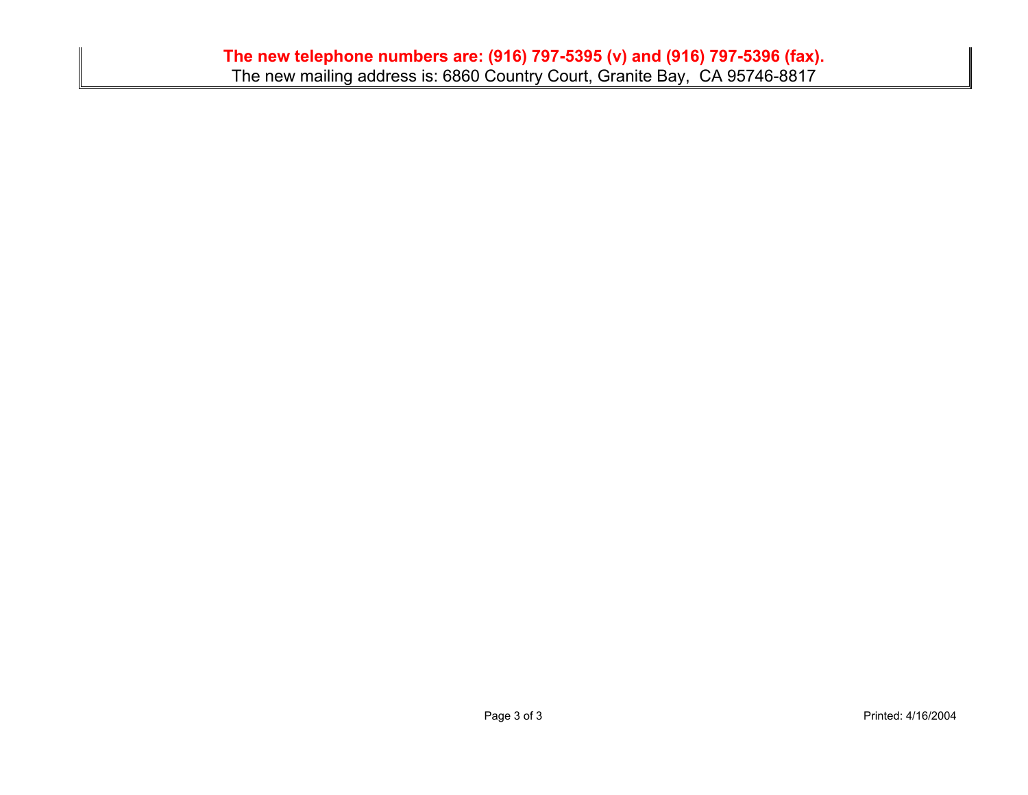**The new telephone numbers are: (916) 797-5395 (v) and (916) 797-5396 (fax).**

The new mailing address is: 6860 Country Court, Granite Bay, CA 95746-8817

Printed: 4/16/2004